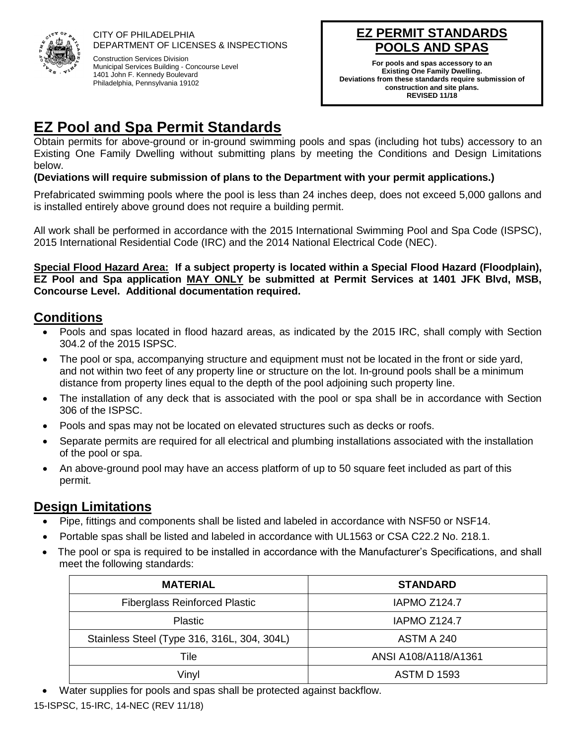CITY OF PHILADELPHIA
DEPARTMENT OF LICENSES & INSPECTIONS

Construction Services Division
Municipal Services Building - Concourse Level
1401 John F. Kennedy Boulevard
Philadelphia, Pennsylvania 19102

**EZ PERMIT STANDARDS**
**POOLS AND SPAS**

**For pools and spas accessory to an Existing One Family Dwelling.**
**Deviations from these standards require submission of construction and site plans.**
**REVISED 11/18**

# EZ Pool and Spa Permit Standards

Obtain permits for above-ground or in-ground swimming pools and spas (including hot tubs) accessory to an Existing One Family Dwelling without submitting plans by meeting the Conditions and Design Limitations below.

**(Deviations will require submission of plans to the Department with your permit applications.)**

Prefabricated swimming pools where the pool is less than 24 inches deep, does not exceed 5,000 gallons and is installed entirely above ground does not require a building permit.

All work shall be performed in accordance with the 2015 International Swimming Pool and Spa Code (ISPSC), 2015 International Residential Code (IRC) and the 2014 National Electrical Code (NEC).

**Special Flood Hazard Area: If a subject property is located within a Special Flood Hazard (Floodplain), EZ Pool and Spa application MAY ONLY be submitted at Permit Services at 1401 JFK Blvd, MSB, Concourse Level. Additional documentation required.**

## Conditions

- Pools and spas located in flood hazard areas, as indicated by the 2015 IRC, shall comply with Section 304.2 of the 2015 ISPSC.
- The pool or spa, accompanying structure and equipment must not be located in the front or side yard, and not within two feet of any property line or structure on the lot. In-ground pools shall be a minimum distance from property lines equal to the depth of the pool adjoining such property line.
- The installation of any deck that is associated with the pool or spa shall be in accordance with Section 306 of the ISPSC.
- Pools and spas may not be located on elevated structures such as decks or roofs.
- Separate permits are required for all electrical and plumbing installations associated with the installation of the pool or spa.
- An above-ground pool may have an access platform of up to 50 square feet included as part of this permit.

## Design Limitations

- Pipe, fittings and components shall be listed and labeled in accordance with NSF50 or NSF14.
- Portable spas shall be listed and labeled in accordance with UL1563 or CSA C22.2 No. 218.1.
- The pool or spa is required to be installed in accordance with the Manufacturer's Specifications, and shall meet the following standards:

| MATERIAL | STANDARD |
|---|---|
| Fiberglass Reinforced Plastic | IAPMO Z124.7 |
| Plastic | IAPMO Z124.7 |
| Stainless Steel (Type 316, 316L, 304, 304L) | ASTM A 240 |
| Tile | ANSI A108/A118/A1361 |
| Vinyl | ASTM D 1593 |

- Water supplies for pools and spas shall be protected against backflow.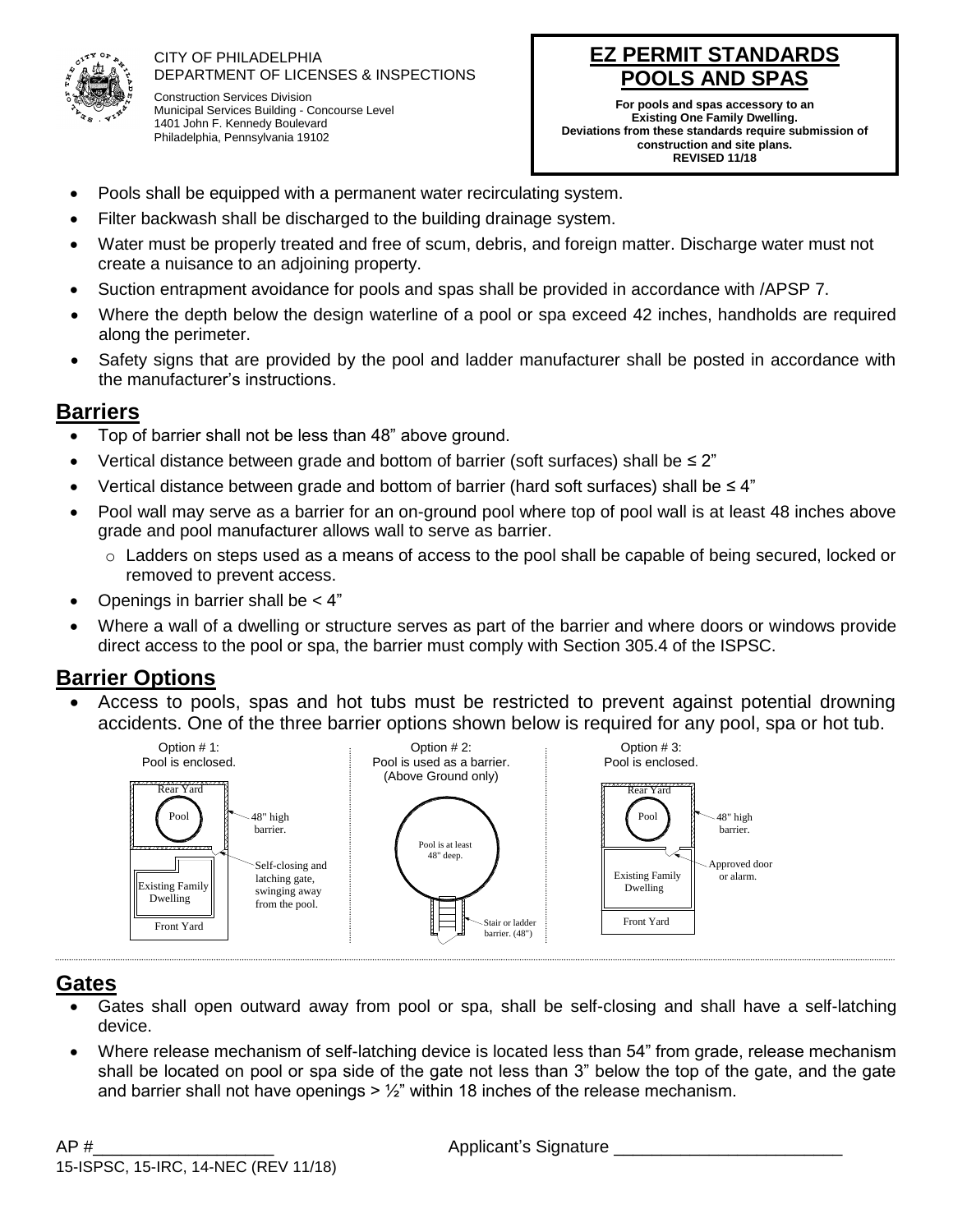CITY OF PHILADELPHIA
DEPARTMENT OF LICENSES & INSPECTIONS

Construction Services Division
Municipal Services Building - Concourse Level
1401 John F. Kennedy Boulevard
Philadelphia, Pennsylvania 19102

## EZ PERMIT STANDARDS POOLS AND SPAS

**For pools and spas accessory to an Existing One Family Dwelling.**
**Deviations from these standards require submission of construction and site plans.**
**REVISED 11/18**

- Pools shall be equipped with a permanent water recirculating system.
- Filter backwash shall be discharged to the building drainage system.
- Water must be properly treated and free of scum, debris, and foreign matter. Discharge water must not create a nuisance to an adjoining property.
- Suction entrapment avoidance for pools and spas shall be provided in accordance with /APSP 7.
- Where the depth below the design waterline of a pool or spa exceed 42 inches, handholds are required along the perimeter.
- Safety signs that are provided by the pool and ladder manufacturer shall be posted in accordance with the manufacturer's instructions.

## Barriers

- Top of barrier shall not be less than 48" above ground.
- Vertical distance between grade and bottom of barrier (soft surfaces) shall be ≤ 2"
- Vertical distance between grade and bottom of barrier (hard soft surfaces) shall be ≤ 4"
- Pool wall may serve as a barrier for an on-ground pool where top of pool wall is at least 48 inches above grade and pool manufacturer allows wall to serve as barrier.
  - Ladders on steps used as a means of access to the pool shall be capable of being secured, locked or removed to prevent access.
- Openings in barrier shall be < 4"
- Where a wall of a dwelling or structure serves as part of the barrier and where doors or windows provide direct access to the pool or spa, the barrier must comply with Section 305.4 of the ISPSC.

## Barrier Options

- Access to pools, spas and hot tubs must be restricted to prevent against potential drowning accidents. One of the three barrier options shown below is required for any pool, spa or hot tub.

Option # 1:
Pool is enclosed.
Rear Yard
Pool
48" high barrier.
Self-closing and latching gate, swinging away from the pool.
Existing Family Dwelling
Front Yard

Option # 2:
Pool is used as a barrier.
(Above Ground only)
Pool is at least 48" deep.
Stair or ladder barrier. (48")

Option # 3:
Pool is enclosed.
Rear Yard
Pool
48" high barrier.
Approved door or alarm.
Existing Family Dwelling
Front Yard

## Gates

- Gates shall open outward away from pool or spa, shall be self-closing and shall have a self-latching device.
- Where release mechanism of self-latching device is located less than 54" from grade, release mechanism shall be located on pool or spa side of the gate not less than 3" below the top of the gate, and the gate and barrier shall not have openings > ½" within 18 inches of the release mechanism.

AP #___________________ Applicant's Signature ________________________

15-ISPSC, 15-IRC, 14-NEC (REV 11/18)